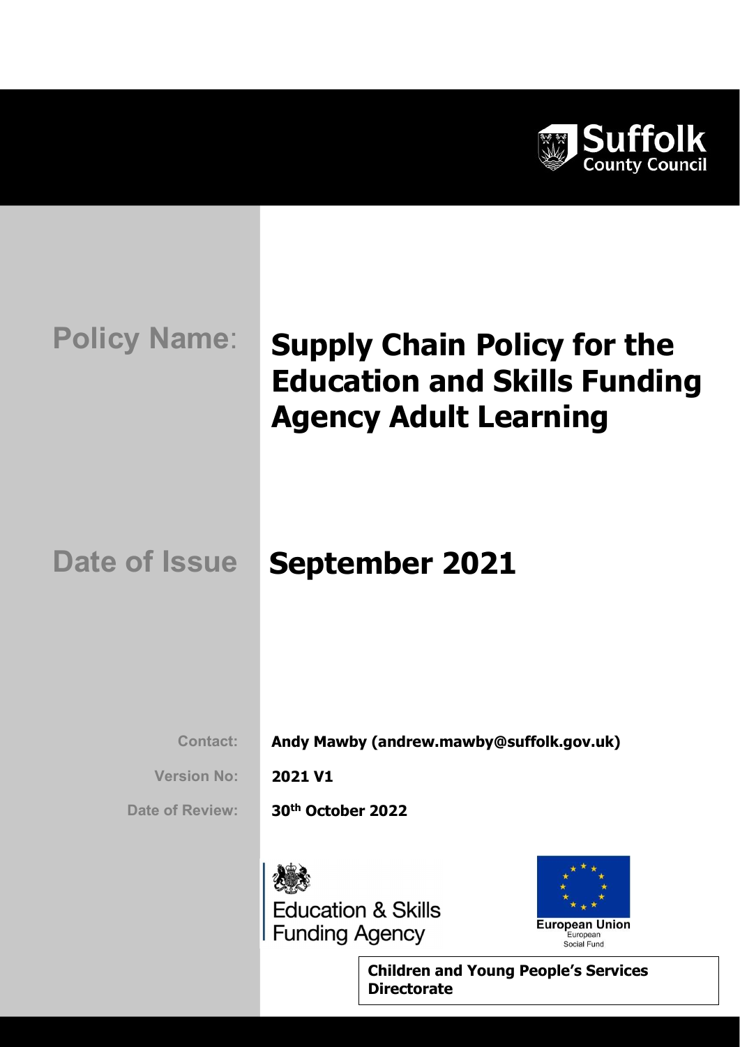Suffolk County Council

**Policy Name:**

# Supply Chain Policy for the Education and Skills Funding Agency Adult Learning

**Date of Issue**

## September 2021

**Contact:** **Andy Mawby (andrew.mawby@suffolk.gov.uk)**

**Version No:** **2021 V1**

**Date of Review:** **30th October 2022**

Education & Skills Funding Agency

European Union
European Social Fund

**Children and Young People's Services Directorate**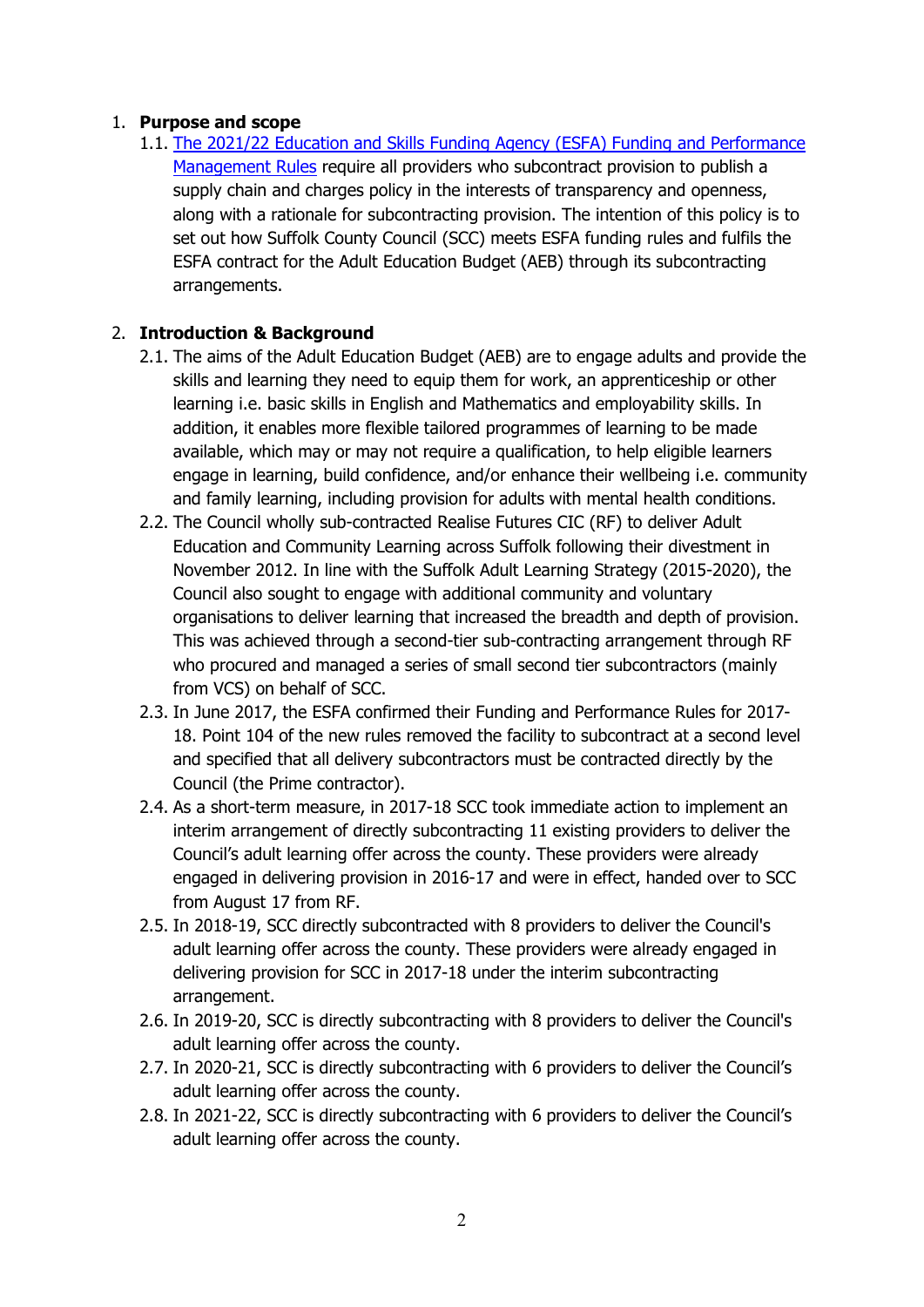1. **Purpose and scope**
   1.1. [The 2021/22 Education and Skills Funding Agency (ESFA) Funding and Performance Management Rules] require all providers who subcontract provision to publish a supply chain and charges policy in the interests of transparency and openness, along with a rationale for subcontracting provision. The intention of this policy is to set out how Suffolk County Council (SCC) meets ESFA funding rules and fulfils the ESFA contract for the Adult Education Budget (AEB) through its subcontracting arrangements.

2. **Introduction & Background**
   2.1. The aims of the Adult Education Budget (AEB) are to engage adults and provide the skills and learning they need to equip them for work, an apprenticeship or other learning i.e. basic skills in English and Mathematics and employability skills. In addition, it enables more flexible tailored programmes of learning to be made available, which may or may not require a qualification, to help eligible learners engage in learning, build confidence, and/or enhance their wellbeing i.e. community and family learning, including provision for adults with mental health conditions.
   2.2. The Council wholly sub-contracted Realise Futures CIC (RF) to deliver Adult Education and Community Learning across Suffolk following their divestment in November 2012. In line with the Suffolk Adult Learning Strategy (2015-2020), the Council also sought to engage with additional community and voluntary organisations to deliver learning that increased the breadth and depth of provision. This was achieved through a second-tier sub-contracting arrangement through RF who procured and managed a series of small second tier subcontractors (mainly from VCS) on behalf of SCC.
   2.3. In June 2017, the ESFA confirmed their Funding and Performance Rules for 2017-18. Point 104 of the new rules removed the facility to subcontract at a second level and specified that all delivery subcontractors must be contracted directly by the Council (the Prime contractor).
   2.4. As a short-term measure, in 2017-18 SCC took immediate action to implement an interim arrangement of directly subcontracting 11 existing providers to deliver the Council's adult learning offer across the county. These providers were already engaged in delivering provision in 2016-17 and were in effect, handed over to SCC from August 17 from RF.
   2.5. In 2018-19, SCC directly subcontracted with 8 providers to deliver the Council's adult learning offer across the county. These providers were already engaged in delivering provision for SCC in 2017-18 under the interim subcontracting arrangement.
   2.6. In 2019-20, SCC is directly subcontracting with 8 providers to deliver the Council's adult learning offer across the county.
   2.7. In 2020-21, SCC is directly subcontracting with 6 providers to deliver the Council's adult learning offer across the county.
   2.8. In 2021-22, SCC is directly subcontracting with 6 providers to deliver the Council's adult learning offer across the county.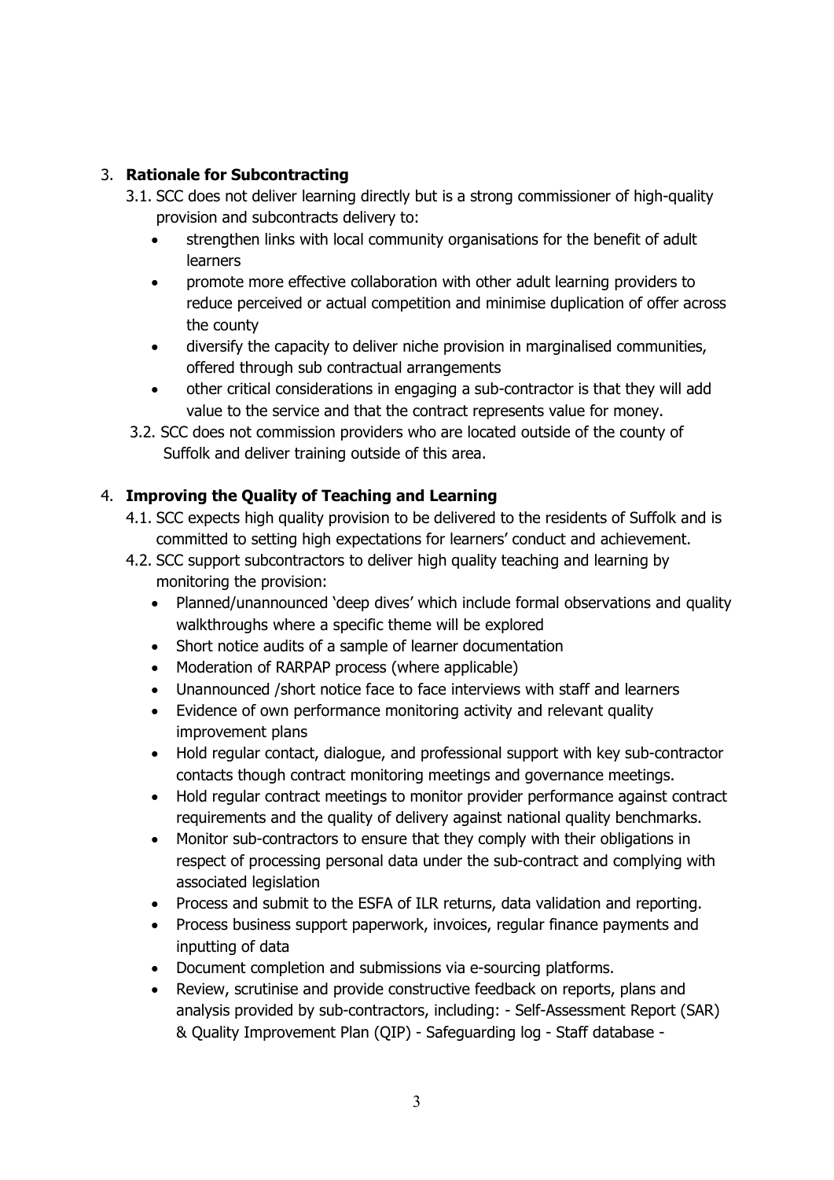3. **Rationale for Subcontracting**

   3.1. SCC does not deliver learning directly but is a strong commissioner of high-quality provision and subcontracts delivery to:

   - strengthen links with local community organisations for the benefit of adult learners
   - promote more effective collaboration with other adult learning providers to reduce perceived or actual competition and minimise duplication of offer across the county
   - diversify the capacity to deliver niche provision in marginalised communities, offered through sub contractual arrangements
   - other critical considerations in engaging a sub-contractor is that they will add value to the service and that the contract represents value for money.

   3.2. SCC does not commission providers who are located outside of the county of Suffolk and deliver training outside of this area.

4. **Improving the Quality of Teaching and Learning**

   4.1. SCC expects high quality provision to be delivered to the residents of Suffolk and is committed to setting high expectations for learners' conduct and achievement.

   4.2. SCC support subcontractors to deliver high quality teaching and learning by monitoring the provision:

   - Planned/unannounced 'deep dives' which include formal observations and quality walkthroughs where a specific theme will be explored
   - Short notice audits of a sample of learner documentation
   - Moderation of RARPAP process (where applicable)
   - Unannounced /short notice face to face interviews with staff and learners
   - Evidence of own performance monitoring activity and relevant quality improvement plans
   - Hold regular contact, dialogue, and professional support with key sub-contractor contacts though contract monitoring meetings and governance meetings.
   - Hold regular contract meetings to monitor provider performance against contract requirements and the quality of delivery against national quality benchmarks.
   - Monitor sub-contractors to ensure that they comply with their obligations in respect of processing personal data under the sub-contract and complying with associated legislation
   - Process and submit to the ESFA of ILR returns, data validation and reporting.
   - Process business support paperwork, invoices, regular finance payments and inputting of data
   - Document completion and submissions via e-sourcing platforms.
   - Review, scrutinise and provide constructive feedback on reports, plans and analysis provided by sub-contractors, including: - Self-Assessment Report (SAR) & Quality Improvement Plan (QIP) - Safeguarding log - Staff database -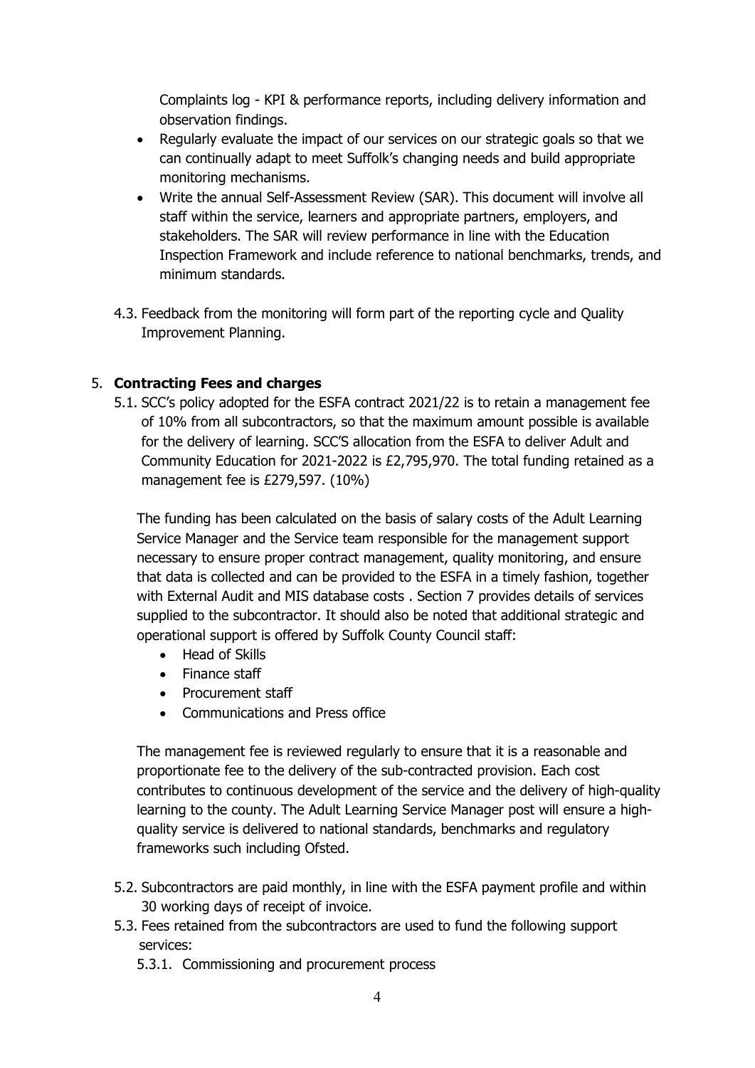Complaints log - KPI & performance reports, including delivery information and observation findings.

- Regularly evaluate the impact of our services on our strategic goals so that we can continually adapt to meet Suffolk's changing needs and build appropriate monitoring mechanisms.
- Write the annual Self-Assessment Review (SAR). This document will involve all staff within the service, learners and appropriate partners, employers, and stakeholders. The SAR will review performance in line with the Education Inspection Framework and include reference to national benchmarks, trends, and minimum standards.

4.3. Feedback from the monitoring will form part of the reporting cycle and Quality Improvement Planning.

## 5. **Contracting Fees and charges**

5.1. SCC's policy adopted for the ESFA contract 2021/22 is to retain a management fee of 10% from all subcontractors, so that the maximum amount possible is available for the delivery of learning. SCC'S allocation from the ESFA to deliver Adult and Community Education for 2021-2022 is £2,795,970. The total funding retained as a management fee is £279,597. (10%)

The funding has been calculated on the basis of salary costs of the Adult Learning Service Manager and the Service team responsible for the management support necessary to ensure proper contract management, quality monitoring, and ensure that data is collected and can be provided to the ESFA in a timely fashion, together with External Audit and MIS database costs . Section 7 provides details of services supplied to the subcontractor. It should also be noted that additional strategic and operational support is offered by Suffolk County Council staff:

- Head of Skills
- Finance staff
- Procurement staff
- Communications and Press office

The management fee is reviewed regularly to ensure that it is a reasonable and proportionate fee to the delivery of the sub-contracted provision. Each cost contributes to continuous development of the service and the delivery of high-quality learning to the county. The Adult Learning Service Manager post will ensure a high-quality service is delivered to national standards, benchmarks and regulatory frameworks such including Ofsted.

5.2. Subcontractors are paid monthly, in line with the ESFA payment profile and within 30 working days of receipt of invoice.

5.3. Fees retained from the subcontractors are used to fund the following support services:

5.3.1. Commissioning and procurement process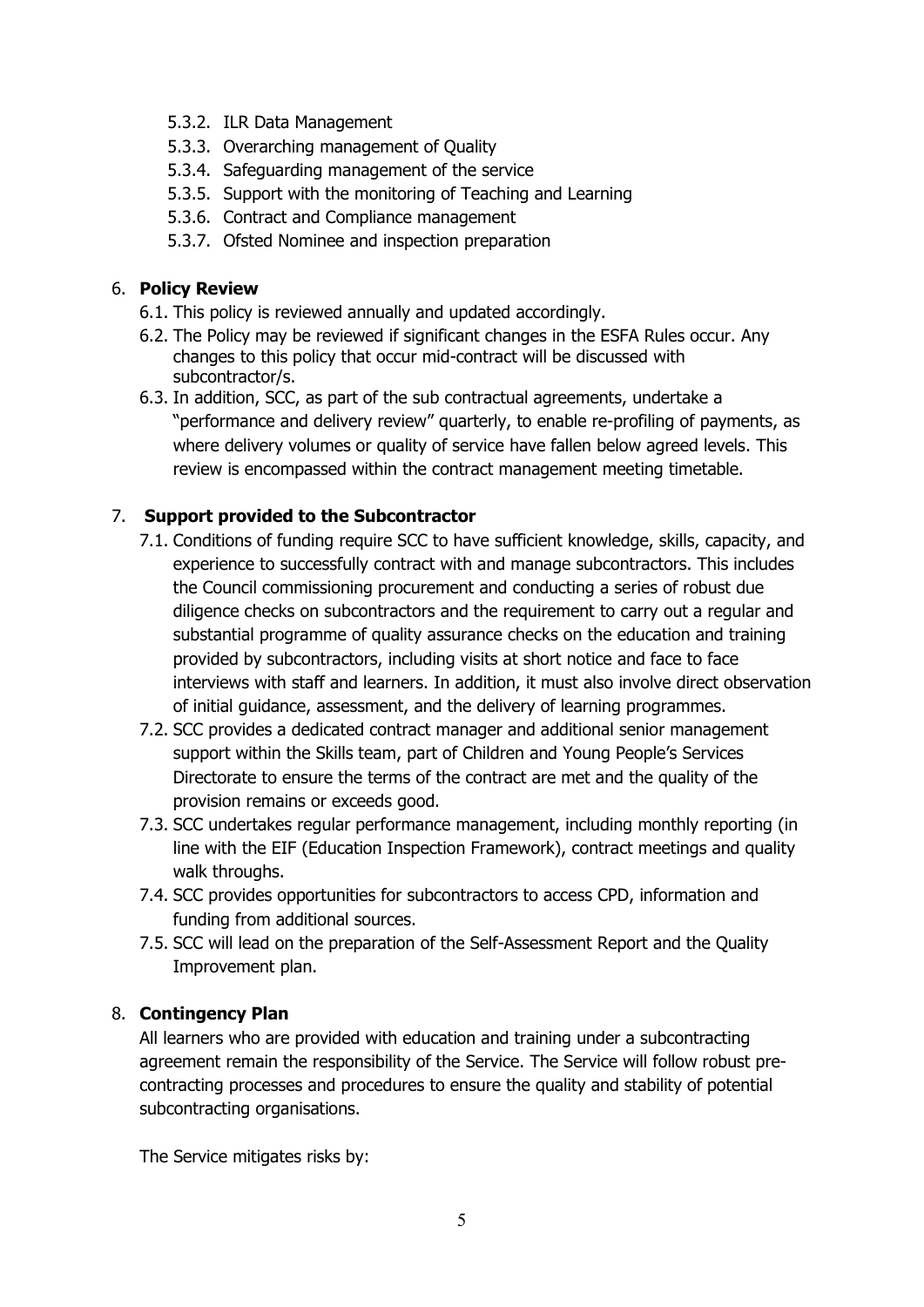5.3.2. ILR Data Management
5.3.3. Overarching management of Quality
5.3.4. Safeguarding management of the service
5.3.5. Support with the monitoring of Teaching and Learning
5.3.6. Contract and Compliance management
5.3.7. Ofsted Nominee and inspection preparation

## 6. **Policy Review**

6.1. This policy is reviewed annually and updated accordingly.

6.2. The Policy may be reviewed if significant changes in the ESFA Rules occur. Any changes to this policy that occur mid-contract will be discussed with subcontractor/s.

6.3. In addition, SCC, as part of the sub contractual agreements, undertake a "performance and delivery review" quarterly, to enable re-profiling of payments, as where delivery volumes or quality of service have fallen below agreed levels. This review is encompassed within the contract management meeting timetable.

## 7. **Support provided to the Subcontractor**

7.1. Conditions of funding require SCC to have sufficient knowledge, skills, capacity, and experience to successfully contract with and manage subcontractors. This includes the Council commissioning procurement and conducting a series of robust due diligence checks on subcontractors and the requirement to carry out a regular and substantial programme of quality assurance checks on the education and training provided by subcontractors, including visits at short notice and face to face interviews with staff and learners. In addition, it must also involve direct observation of initial guidance, assessment, and the delivery of learning programmes.

7.2. SCC provides a dedicated contract manager and additional senior management support within the Skills team, part of Children and Young People's Services Directorate to ensure the terms of the contract are met and the quality of the provision remains or exceeds good.

7.3. SCC undertakes regular performance management, including monthly reporting (in line with the EIF (Education Inspection Framework), contract meetings and quality walk throughs.

7.4. SCC provides opportunities for subcontractors to access CPD, information and funding from additional sources.

7.5. SCC will lead on the preparation of the Self-Assessment Report and the Quality Improvement plan.

## 8. **Contingency Plan**

All learners who are provided with education and training under a subcontracting agreement remain the responsibility of the Service. The Service will follow robust pre-contracting processes and procedures to ensure the quality and stability of potential subcontracting organisations.

The Service mitigates risks by: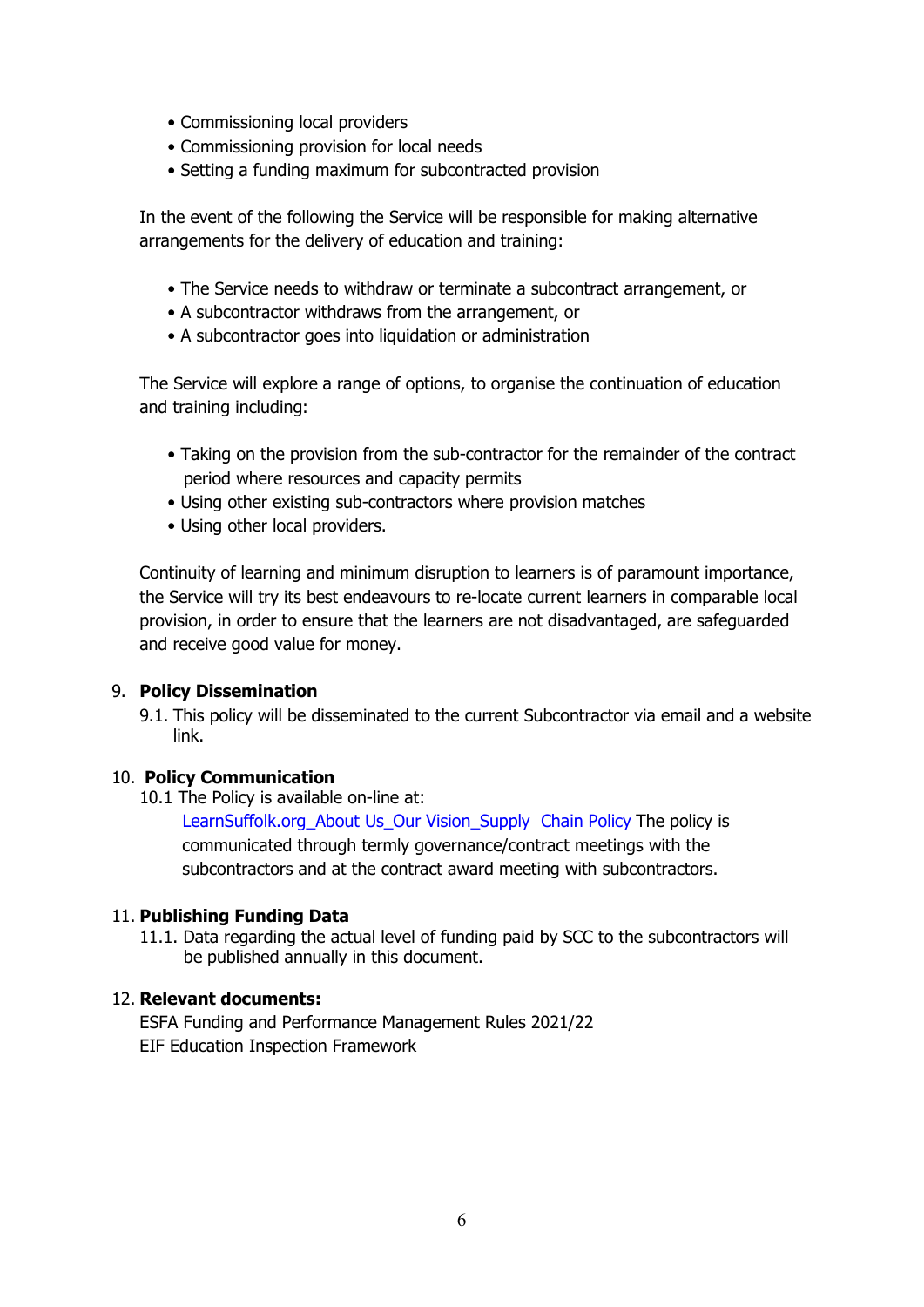- Commissioning local providers
- Commissioning provision for local needs
- Setting a funding maximum for subcontracted provision

In the event of the following the Service will be responsible for making alternative arrangements for the delivery of education and training:

- The Service needs to withdraw or terminate a subcontract arrangement, or
- A subcontractor withdraws from the arrangement, or
- A subcontractor goes into liquidation or administration

The Service will explore a range of options, to organise the continuation of education and training including:

- Taking on the provision from the sub-contractor for the remainder of the contract period where resources and capacity permits
- Using other existing sub-contractors where provision matches
- Using other local providers.

Continuity of learning and minimum disruption to learners is of paramount importance, the Service will try its best endeavours to re-locate current learners in comparable local provision, in order to ensure that the learners are not disadvantaged, are safeguarded and receive good value for money.

## 9. Policy Dissemination

9.1. This policy will be disseminated to the current Subcontractor via email and a website link.

## 10. Policy Communication

10.1 The Policy is available on-line at:

LearnSuffolk.org_About Us_Our Vision_Supply  Chain Policy The policy is communicated through termly governance/contract meetings with the subcontractors and at the contract award meeting with subcontractors.

## 11. Publishing Funding Data

11.1. Data regarding the actual level of funding paid by SCC to the subcontractors will be published annually in this document.

## 12. Relevant documents:

ESFA Funding and Performance Management Rules 2021/22

EIF Education Inspection Framework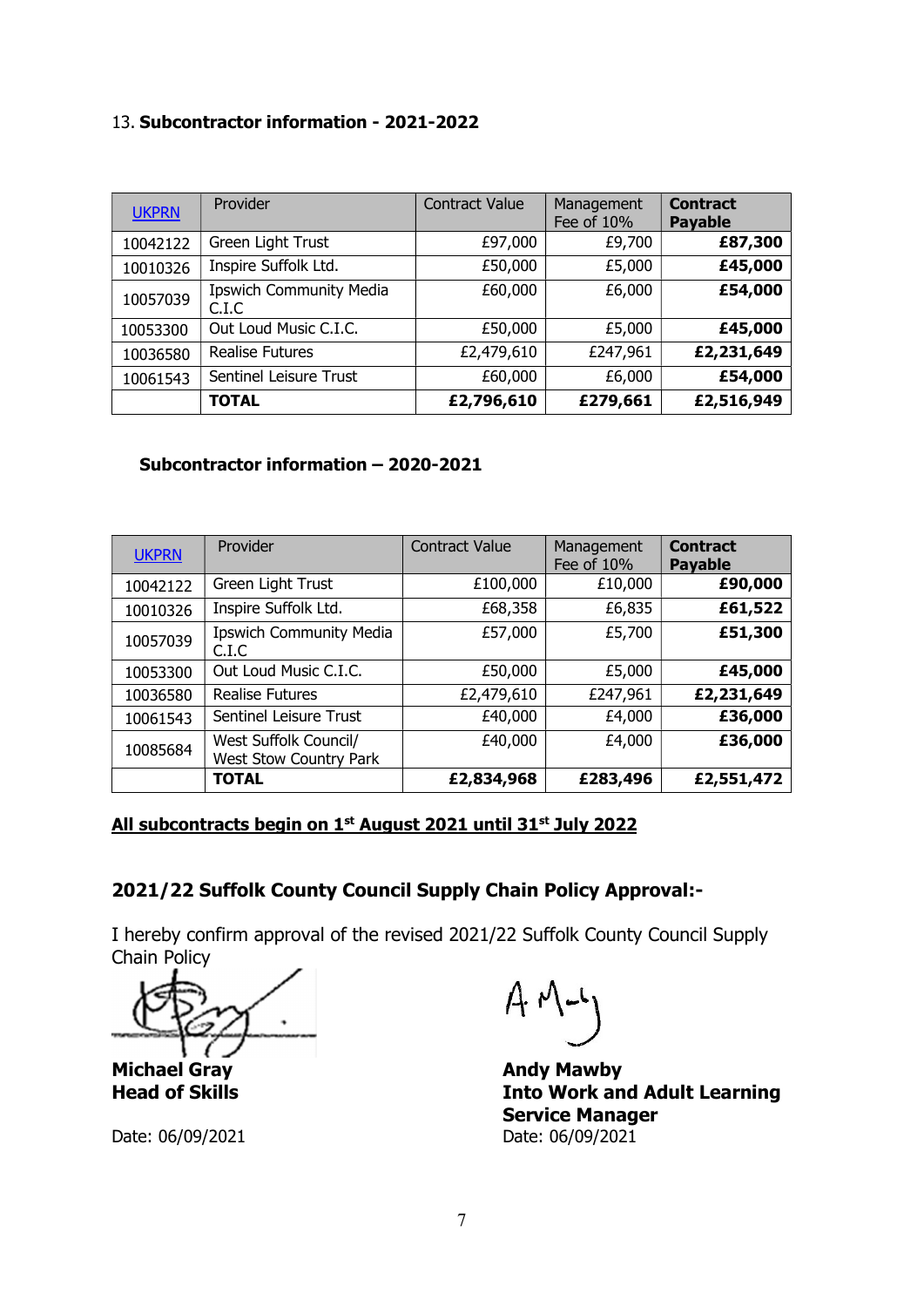13. **Subcontractor information - 2021-2022**

| UKPRN | Provider | Contract Value | Management Fee of 10% | **Contract Payable** |
|---|---|---|---|---|
| 10042122 | Green Light Trust | £97,000 | £9,700 | **£87,300** |
| 10010326 | Inspire Suffolk Ltd. | £50,000 | £5,000 | **£45,000** |
| 10057039 | Ipswich Community Media C.I.C | £60,000 | £6,000 | **£54,000** |
| 10053300 | Out Loud Music C.I.C. | £50,000 | £5,000 | **£45,000** |
| 10036580 | Realise Futures | £2,479,610 | £247,961 | **£2,231,649** |
| 10061543 | Sentinel Leisure Trust | £60,000 | £6,000 | **£54,000** |
| | **TOTAL** | **£2,796,610** | **£279,661** | **£2,516,949** |

**Subcontractor information – 2020-2021**

| UKPRN | Provider | Contract Value | Management Fee of 10% | **Contract Payable** |
|---|---|---|---|---|
| 10042122 | Green Light Trust | £100,000 | £10,000 | **£90,000** |
| 10010326 | Inspire Suffolk Ltd. | £68,358 | £6,835 | **£61,522** |
| 10057039 | Ipswich Community Media C.I.C | £57,000 | £5,700 | **£51,300** |
| 10053300 | Out Loud Music C.I.C. | £50,000 | £5,000 | **£45,000** |
| 10036580 | Realise Futures | £2,479,610 | £247,961 | **£2,231,649** |
| 10061543 | Sentinel Leisure Trust | £40,000 | £4,000 | **£36,000** |
| 10085684 | West Suffolk Council/ West Stow Country Park | £40,000 | £4,000 | **£36,000** |
| | **TOTAL** | **£2,834,968** | **£283,496** | **£2,551,472** |

**All subcontracts begin on 1st August 2021 until 31st July 2022**

## 2021/22 Suffolk County Council Supply Chain Policy Approval:-

I hereby confirm approval of the revised 2021/22 Suffolk County Council Supply Chain Policy

**Michael Gray**
**Head of Skills**

Date: 06/09/2021

**Andy Mawby**
**Into Work and Adult Learning Service Manager**
Date: 06/09/2021